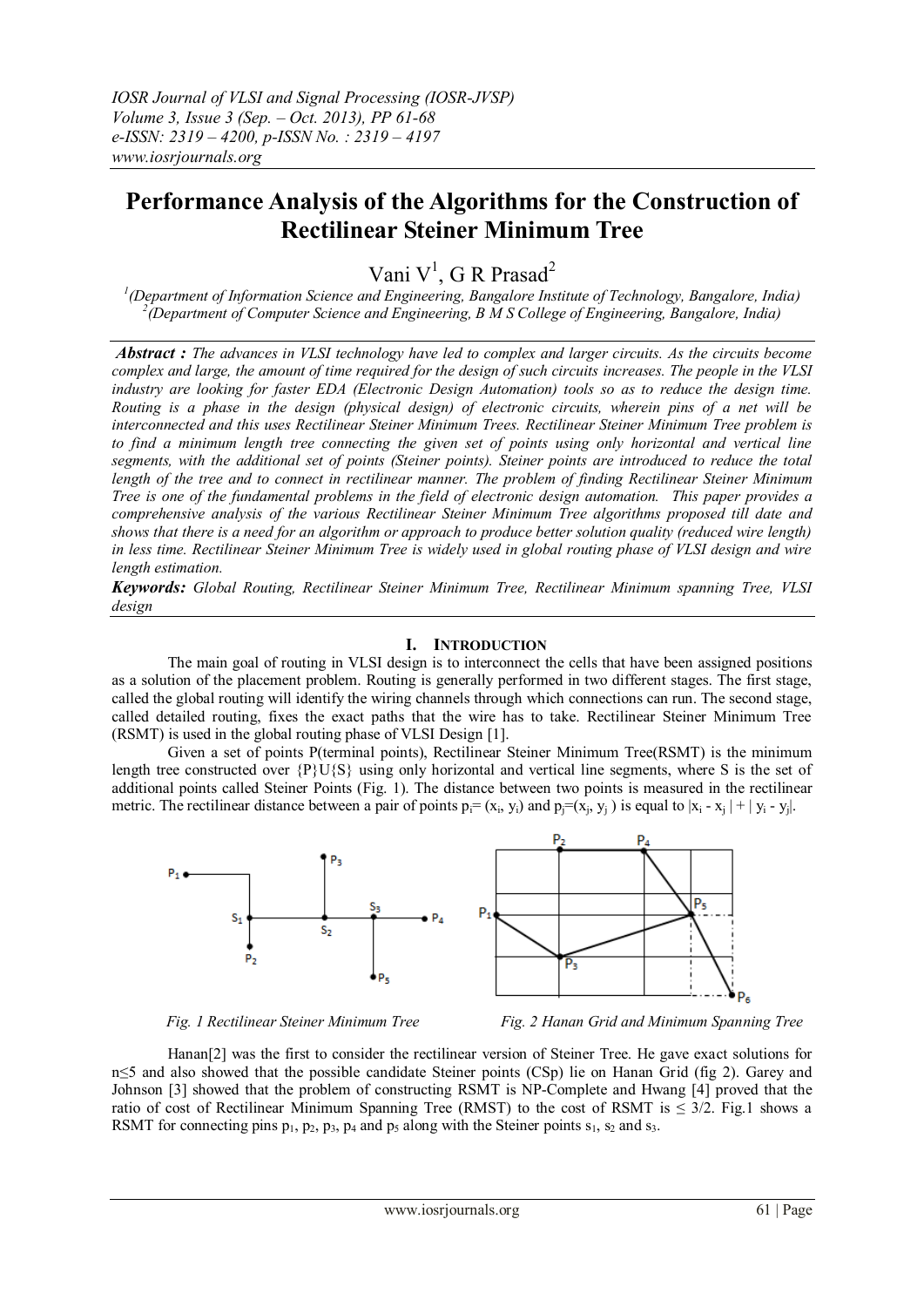# Performance Analysis of the Algorithms for the Construction of Rectilinear Steiner Minimum Tree

Vani V[1], G R Prasad[2]

[1](Department of Information Science and Engineering, Bangalore Institute of Technology, Bangalore, India)
[2](Department of Computer Science and Engineering, B M S College of Engineering, Bangalore, India)

***Abstract :*** *The advances in VLSI technology have led to complex and larger circuits. As the circuits become complex and large, the amount of time required for the design of such circuits increases. The people in the VLSI industry are looking for faster EDA (Electronic Design Automation) tools so as to reduce the design time. Routing is a phase in the design (physical design) of electronic circuits, wherein pins of a net will be interconnected and this uses Rectilinear Steiner Minimum Trees. Rectilinear Steiner Minimum Tree problem is to find a minimum length tree connecting the given set of points using only horizontal and vertical line segments, with the additional set of points (Steiner points). Steiner points are introduced to reduce the total length of the tree and to connect in rectilinear manner. The problem of finding Rectilinear Steiner Minimum Tree is one of the fundamental problems in the field of electronic design automation. This paper provides a comprehensive analysis of the various Rectilinear Steiner Minimum Tree algorithms proposed till date and shows that there is a need for an algorithm or approach to produce better solution quality (reduced wire length) in less time. Rectilinear Steiner Minimum Tree is widely used in global routing phase of VLSI design and wire length estimation.*

***Keywords:*** *Global Routing, Rectilinear Steiner Minimum Tree, Rectilinear Minimum spanning Tree, VLSI design*

## I. Introduction

The main goal of routing in VLSI design is to interconnect the cells that have been assigned positions as a solution of the placement problem. Routing is generally performed in two different stages. The first stage, called the global routing will identify the wiring channels through which connections can run. The second stage, called detailed routing, fixes the exact paths that the wire has to take. Rectilinear Steiner Minimum Tree (RSMT) is used in the global routing phase of VLSI Design [1].

Given a set of points P(terminal points), Rectilinear Steiner Minimum Tree(RSMT) is the minimum length tree constructed over {P}U{S} using only horizontal and vertical line segments, where S is the set of additional points called Steiner Points (Fig. 1). The distance between two points is measured in the rectilinear metric. The rectilinear distance between a pair of points $p_i = (x_i, y_i)$ and $p_j = (x_j, y_j)$ is equal to $|x_i - x_j| + |y_i - y_j|$.

*Fig. 1 Rectilinear Steiner Minimum Tree*

*Fig. 2 Hanan Grid and Minimum Spanning Tree*

Hanan[2] was the first to consider the rectilinear version of Steiner Tree. He gave exact solutions for $n \leq 5$ and also showed that the possible candidate Steiner points (CSp) lie on Hanan Grid (fig 2). Garey and Johnson [3] showed that the problem of constructing RSMT is NP-Complete and Hwang [4] proved that the ratio of cost of Rectilinear Minimum Spanning Tree (RMST) to the cost of RSMT is $\leq 3/2$. Fig.1 shows a RSMT for connecting pins $p_1$, $p_2$, $p_3$, $p_4$ and $p_5$ along with the Steiner points $s_1$, $s_2$ and $s_3$.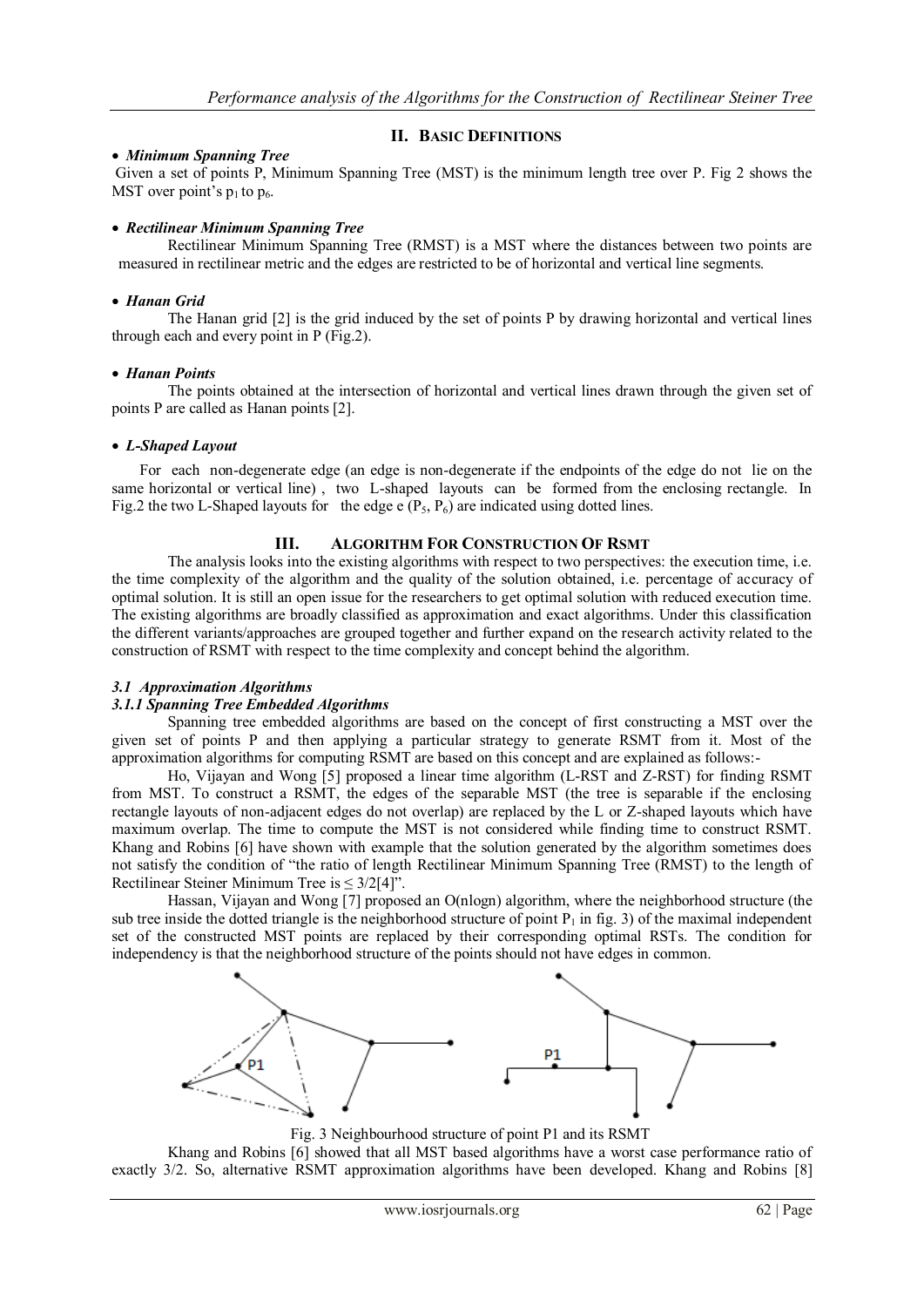## II. BASIC DEFINITIONS

- ***Minimum Spanning Tree***

Given a set of points P, Minimum Spanning Tree (MST) is the minimum length tree over P. Fig 2 shows the MST over point's $p_1$ to $p_6$.

- ***Rectilinear Minimum Spanning Tree***

Rectilinear Minimum Spanning Tree (RMST) is a MST where the distances between two points are measured in rectilinear metric and the edges are restricted to be of horizontal and vertical line segments.

- ***Hanan Grid***

The Hanan grid [2] is the grid induced by the set of points P by drawing horizontal and vertical lines through each and every point in P (Fig.2).

- ***Hanan Points***

The points obtained at the intersection of horizontal and vertical lines drawn through the given set of points P are called as Hanan points [2].

- ***L-Shaped Layout***

For each non-degenerate edge (an edge is non-degenerate if the endpoints of the edge do not lie on the same horizontal or vertical line), two L-shaped layouts can be formed from the enclosing rectangle. In Fig.2 the two L-Shaped layouts for the edge e ($P_5$, $P_6$) are indicated using dotted lines.

## III. ALGORITHM FOR CONSTRUCTION OF RSMT

The analysis looks into the existing algorithms with respect to two perspectives: the execution time, i.e. the time complexity of the algorithm and the quality of the solution obtained, i.e. percentage of accuracy of optimal solution. It is still an open issue for the researchers to get optimal solution with reduced execution time. The existing algorithms are broadly classified as approximation and exact algorithms. Under this classification the different variants/approaches are grouped together and further expand on the research activity related to the construction of RSMT with respect to the time complexity and concept behind the algorithm.

### *3.1 Approximation Algorithms*

#### *3.1.1 Spanning Tree Embedded Algorithms*

Spanning tree embedded algorithms are based on the concept of first constructing a MST over the given set of points P and then applying a particular strategy to generate RSMT from it. Most of the approximation algorithms for computing RSMT are based on this concept and are explained as follows:-

Ho, Vijayan and Wong [5] proposed a linear time algorithm (L-RST and Z-RST) for finding RSMT from MST. To construct a RSMT, the edges of the separable MST (the tree is separable if the enclosing rectangle layouts of non-adjacent edges do not overlap) are replaced by the L or Z-shaped layouts which have maximum overlap. The time to compute the MST is not considered while finding time to construct RSMT. Khang and Robins [6] have shown with example that the solution generated by the algorithm sometimes does not satisfy the condition of "the ratio of length Rectilinear Minimum Spanning Tree (RMST) to the length of Rectilinear Steiner Minimum Tree is ≤ 3/2[4]".

Hassan, Vijayan and Wong [7] proposed an O(nlogn) algorithm, where the neighborhood structure (the sub tree inside the dotted triangle is the neighborhood structure of point $P_1$ in fig. 3) of the maximal independent set of the constructed MST points are replaced by their corresponding optimal RSTs. The condition for independency is that the neighborhood structure of the points should not have edges in common.

Fig. 3 Neighbourhood structure of point P1 and its RSMT

Khang and Robins [6] showed that all MST based algorithms have a worst case performance ratio of exactly 3/2. So, alternative RSMT approximation algorithms have been developed. Khang and Robins [8]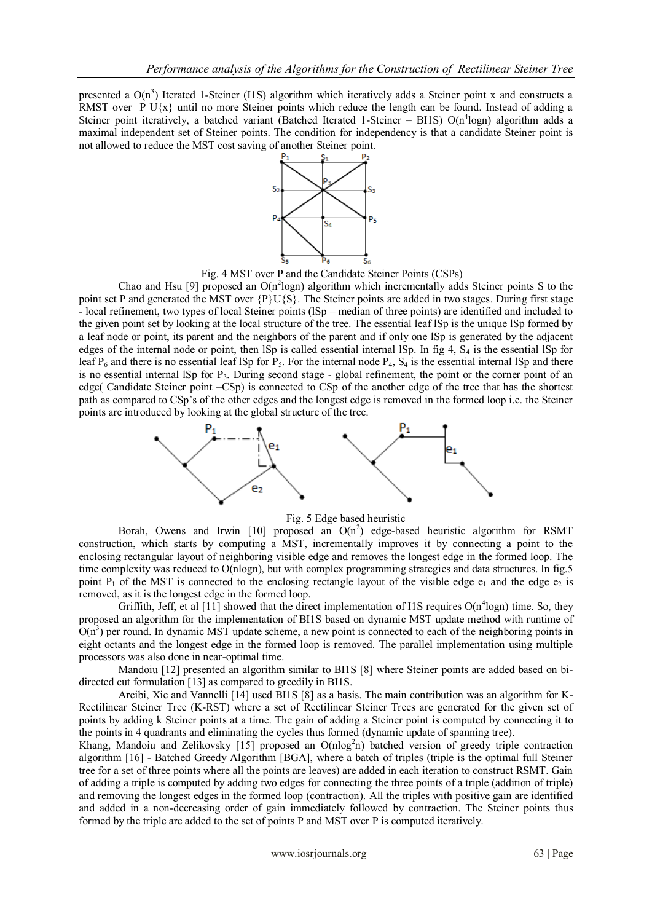presented a $O(n^3)$ Iterated 1-Steiner (I1S) algorithm which iteratively adds a Steiner point x and constructs a RMST over P U{x} until no more Steiner points which reduce the length can be found. Instead of adding a Steiner point iteratively, a batched variant (Batched Iterated 1-Steiner – BI1S) $O(n^4 \log n)$ algorithm adds a maximal independent set of Steiner points. The condition for independency is that a candidate Steiner point is not allowed to reduce the MST cost saving of another Steiner point.

Fig. 4 MST over P and the Candidate Steiner Points (CSPs)

Chao and Hsu [9] proposed an $O(n^2 \log n)$ algorithm which incrementally adds Steiner points S to the point set P and generated the MST over {P}U{S}. The Steiner points are added in two stages. During first stage - local refinement, two types of local Steiner points (lSp – median of three points) are identified and included to the given point set by looking at the local structure of the tree. The essential leaf lSp is the unique lSp formed by a leaf node or point, its parent and the neighbors of the parent and if only one lSp is generated by the adjacent edges of the internal node or point, then lSp is called essential internal lSp. In fig 4, $S_4$ is the essential lSp for leaf $P_6$ and there is no essential leaf lSp for $P_5$. For the internal node $P_4$, $S_4$ is the essential internal lSp and there is no essential internal lSp for $P_3$. During second stage - global refinement, the point or the corner point of an edge( Candidate Steiner point –CSp) is connected to CSp of the another edge of the tree that has the shortest path as compared to CSp's of the other edges and the longest edge is removed in the formed loop i.e. the Steiner points are introduced by looking at the global structure of the tree.

Fig. 5 Edge based heuristic

Borah, Owens and Irwin [10] proposed an $O(n^2)$ edge-based heuristic algorithm for RSMT construction, which starts by computing a MST, incrementally improves it by connecting a point to the enclosing rectangular layout of neighboring visible edge and removes the longest edge in the formed loop. The time complexity was reduced to O(nlogn), but with complex programming strategies and data structures. In fig.5 point $P_1$ of the MST is connected to the enclosing rectangle layout of the visible edge $e_1$ and the edge $e_2$ is removed, as it is the longest edge in the formed loop.

Griffith, Jeff, et al [11] showed that the direct implementation of I1S requires $O(n^4 \log n)$ time. So, they proposed an algorithm for the implementation of BI1S based on dynamic MST update method with runtime of $O(n^3)$ per round. In dynamic MST update scheme, a new point is connected to each of the neighboring points in eight octants and the longest edge in the formed loop is removed. The parallel implementation using multiple processors was also done in near-optimal time.

Mandoiu [12] presented an algorithm similar to BI1S [8] where Steiner points are added based on bi-directed cut formulation [13] as compared to greedily in BI1S.

Areibi, Xie and Vannelli [14] used BI1S [8] as a basis. The main contribution was an algorithm for K-Rectilinear Steiner Tree (K-RST) where a set of Rectilinear Steiner Trees are generated for the given set of points by adding k Steiner points at a time. The gain of adding a Steiner point is computed by connecting it to the points in 4 quadrants and eliminating the cycles thus formed (dynamic update of spanning tree).

Khang, Mandoiu and Zelikovsky [15] proposed an $O(n \log^2 n)$ batched version of greedy triple contraction algorithm [16] - Batched Greedy Algorithm [BGA], where a batch of triples (triple is the optimal full Steiner tree for a set of three points where all the points are leaves) are added in each iteration to construct RSMT. Gain of adding a triple is computed by adding two edges for connecting the three points of a triple (addition of triple) and removing the longest edges in the formed loop (contraction). All the triples with positive gain are identified and added in a non-decreasing order of gain immediately followed by contraction. The Steiner points thus formed by the triple are added to the set of points P and MST over P is computed iteratively.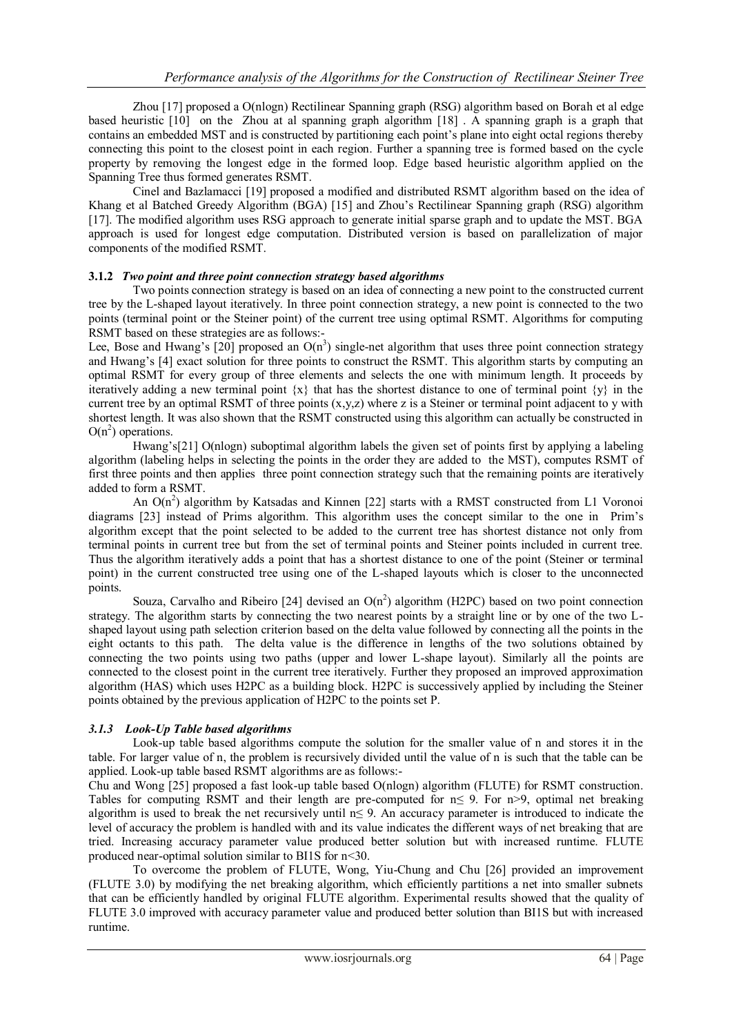Zhou [17] proposed a O(nlogn) Rectilinear Spanning graph (RSG) algorithm based on Borah et al edge based heuristic [10] on the Zhou at al spanning graph algorithm [18] . A spanning graph is a graph that contains an embedded MST and is constructed by partitioning each point's plane into eight octal regions thereby connecting this point to the closest point in each region. Further a spanning tree is formed based on the cycle property by removing the longest edge in the formed loop. Edge based heuristic algorithm applied on the Spanning Tree thus formed generates RSMT.

Cinel and Bazlamacci [19] proposed a modified and distributed RSMT algorithm based on the idea of Khang et al Batched Greedy Algorithm (BGA) [15] and Zhou's Rectilinear Spanning graph (RSG) algorithm [17]. The modified algorithm uses RSG approach to generate initial sparse graph and to update the MST. BGA approach is used for longest edge computation. Distributed version is based on parallelization of major components of the modified RSMT.

### 3.1.2 *Two point and three point connection strategy based algorithms*

Two points connection strategy is based on an idea of connecting a new point to the constructed current tree by the L-shaped layout iteratively. In three point connection strategy, a new point is connected to the two points (terminal point or the Steiner point) of the current tree using optimal RSMT. Algorithms for computing RSMT based on these strategies are as follows:-

Lee, Bose and Hwang's [20] proposed an $O(n^3)$ single-net algorithm that uses three point connection strategy and Hwang's [4] exact solution for three points to construct the RSMT. This algorithm starts by computing an optimal RSMT for every group of three elements and selects the one with minimum length. It proceeds by iteratively adding a new terminal point {x} that has the shortest distance to one of terminal point {y} in the current tree by an optimal RSMT of three points (x,y,z) where z is a Steiner or terminal point adjacent to y with shortest length. It was also shown that the RSMT constructed using this algorithm can actually be constructed in $O(n^2)$ operations.

Hwang's[21] O(nlogn) suboptimal algorithm labels the given set of points first by applying a labeling algorithm (labeling helps in selecting the points in the order they are added to the MST), computes RSMT of first three points and then applies three point connection strategy such that the remaining points are iteratively added to form a RSMT.

An $O(n^2)$ algorithm by Katsadas and Kinnen [22] starts with a RMST constructed from L1 Voronoi diagrams [23] instead of Prims algorithm. This algorithm uses the concept similar to the one in Prim's algorithm except that the point selected to be added to the current tree has shortest distance not only from terminal points in current tree but from the set of terminal points and Steiner points included in current tree. Thus the algorithm iteratively adds a point that has a shortest distance to one of the point (Steiner or terminal point) in the current constructed tree using one of the L-shaped layouts which is closer to the unconnected points.

Souza, Carvalho and Ribeiro [24] devised an $O(n^2)$ algorithm (H2PC) based on two point connection strategy. The algorithm starts by connecting the two nearest points by a straight line or by one of the two L-shaped layout using path selection criterion based on the delta value followed by connecting all the points in the eight octants to this path. The delta value is the difference in lengths of the two solutions obtained by connecting the two points using two paths (upper and lower L-shape layout). Similarly all the points are connected to the closest point in the current tree iteratively. Further they proposed an improved approximation algorithm (HAS) which uses H2PC as a building block. H2PC is successively applied by including the Steiner points obtained by the previous application of H2PC to the points set P.

### 3.1.3 *Look-Up Table based algorithms*

Look-up table based algorithms compute the solution for the smaller value of n and stores it in the table. For larger value of n, the problem is recursively divided until the value of n is such that the table can be applied. Look-up table based RSMT algorithms are as follows:-

Chu and Wong [25] proposed a fast look-up table based O(nlogn) algorithm (FLUTE) for RSMT construction. Tables for computing RSMT and their length are pre-computed for $n \leq 9$. For $n>9$, optimal net breaking algorithm is used to break the net recursively until $n \leq 9$. An accuracy parameter is introduced to indicate the level of accuracy the problem is handled with and its value indicates the different ways of net breaking that are tried. Increasing accuracy parameter value produced better solution but with increased runtime. FLUTE produced near-optimal solution similar to BI1S for $n<30$.

To overcome the problem of FLUTE, Wong, Yiu-Chung and Chu [26] provided an improvement (FLUTE 3.0) by modifying the net breaking algorithm, which efficiently partitions a net into smaller subnets that can be efficiently handled by original FLUTE algorithm. Experimental results showed that the quality of FLUTE 3.0 improved with accuracy parameter value and produced better solution than BI1S but with increased runtime.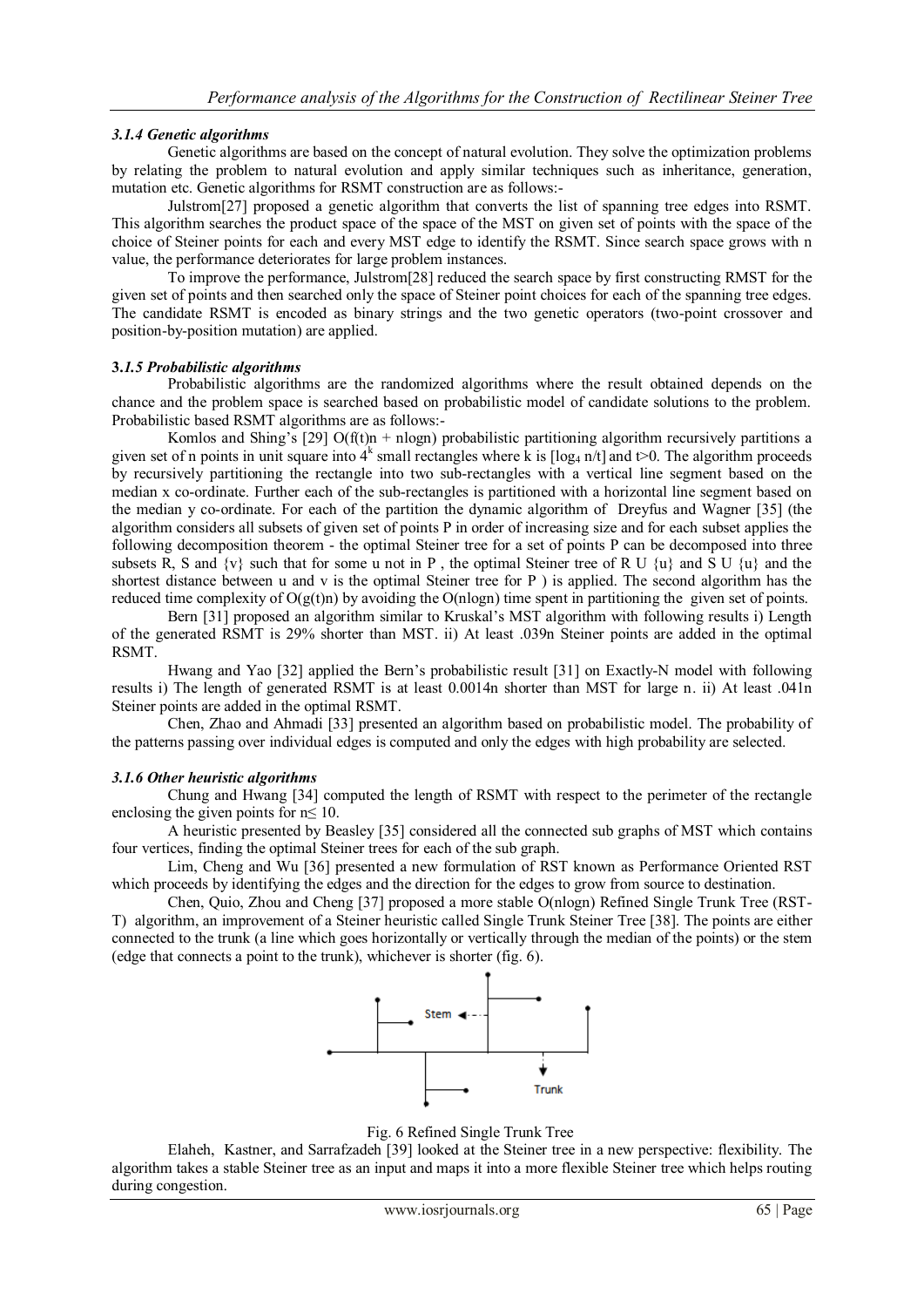### *3.1.4 Genetic algorithms*

Genetic algorithms are based on the concept of natural evolution. They solve the optimization problems by relating the problem to natural evolution and apply similar techniques such as inheritance, generation, mutation etc. Genetic algorithms for RSMT construction are as follows:-

Julstrom[27] proposed a genetic algorithm that converts the list of spanning tree edges into RSMT. This algorithm searches the product space of the space of the MST on given set of points with the space of the choice of Steiner points for each and every MST edge to identify the RSMT. Since search space grows with n value, the performance deteriorates for large problem instances.

To improve the performance, Julstrom[28] reduced the search space by first constructing RMST for the given set of points and then searched only the space of Steiner point choices for each of the spanning tree edges. The candidate RSMT is encoded as binary strings and the two genetic operators (two-point crossover and position-by-position mutation) are applied.

### **3.*1.5 Probabilistic algorithms***

Probabilistic algorithms are the randomized algorithms where the result obtained depends on the chance and the problem space is searched based on probabilistic model of candidate solutions to the problem. Probabilistic based RSMT algorithms are as follows:-

Komlos and Shing's [29] $O(f(t)n + n\log n)$ probabilistic partitioning algorithm recursively partitions a given set of n points in unit square into $4^k$ small rectangles where k is $[\log_4 n/t]$ and $t>0$. The algorithm proceeds by recursively partitioning the rectangle into two sub-rectangles with a vertical line segment based on the median x co-ordinate. Further each of the sub-rectangles is partitioned with a horizontal line segment based on the median y co-ordinate. For each of the partition the dynamic algorithm of Dreyfus and Wagner [35] (the algorithm considers all subsets of given set of points P in order of increasing size and for each subset applies the following decomposition theorem - the optimal Steiner tree for a set of points P can be decomposed into three subsets R, S and {v} such that for some u not in P , the optimal Steiner tree of R U {u} and S U {u} and the shortest distance between u and v is the optimal Steiner tree for P ) is applied. The second algorithm has the reduced time complexity of $O(g(t)n)$ by avoiding the $O(n\log n)$ time spent in partitioning the given set of points.

Bern [31] proposed an algorithm similar to Kruskal's MST algorithm with following results i) Length of the generated RSMT is 29% shorter than MST. ii) At least .039n Steiner points are added in the optimal RSMT.

Hwang and Yao [32] applied the Bern's probabilistic result [31] on Exactly-N model with following results i) The length of generated RSMT is at least 0.0014n shorter than MST for large n. ii) At least .041n Steiner points are added in the optimal RSMT.

Chen, Zhao and Ahmadi [33] presented an algorithm based on probabilistic model. The probability of the patterns passing over individual edges is computed and only the edges with high probability are selected.

### *3.1.6 Other heuristic algorithms*

Chung and Hwang [34] computed the length of RSMT with respect to the perimeter of the rectangle enclosing the given points for $n \leq 10$.

A heuristic presented by Beasley [35] considered all the connected sub graphs of MST which contains four vertices, finding the optimal Steiner trees for each of the sub graph.

Lim, Cheng and Wu [36] presented a new formulation of RST known as Performance Oriented RST which proceeds by identifying the edges and the direction for the edges to grow from source to destination.

Chen, Quio, Zhou and Cheng [37] proposed a more stable $O(n\log n)$ Refined Single Trunk Tree (RST-T) algorithm, an improvement of a Steiner heuristic called Single Trunk Steiner Tree [38]. The points are either connected to the trunk (a line which goes horizontally or vertically through the median of the points) or the stem (edge that connects a point to the trunk), whichever is shorter (fig. 6).

Fig. 6 Refined Single Trunk Tree

Elaheh, Kastner, and Sarrafzadeh [39] looked at the Steiner tree in a new perspective: flexibility. The algorithm takes a stable Steiner tree as an input and maps it into a more flexible Steiner tree which helps routing during congestion.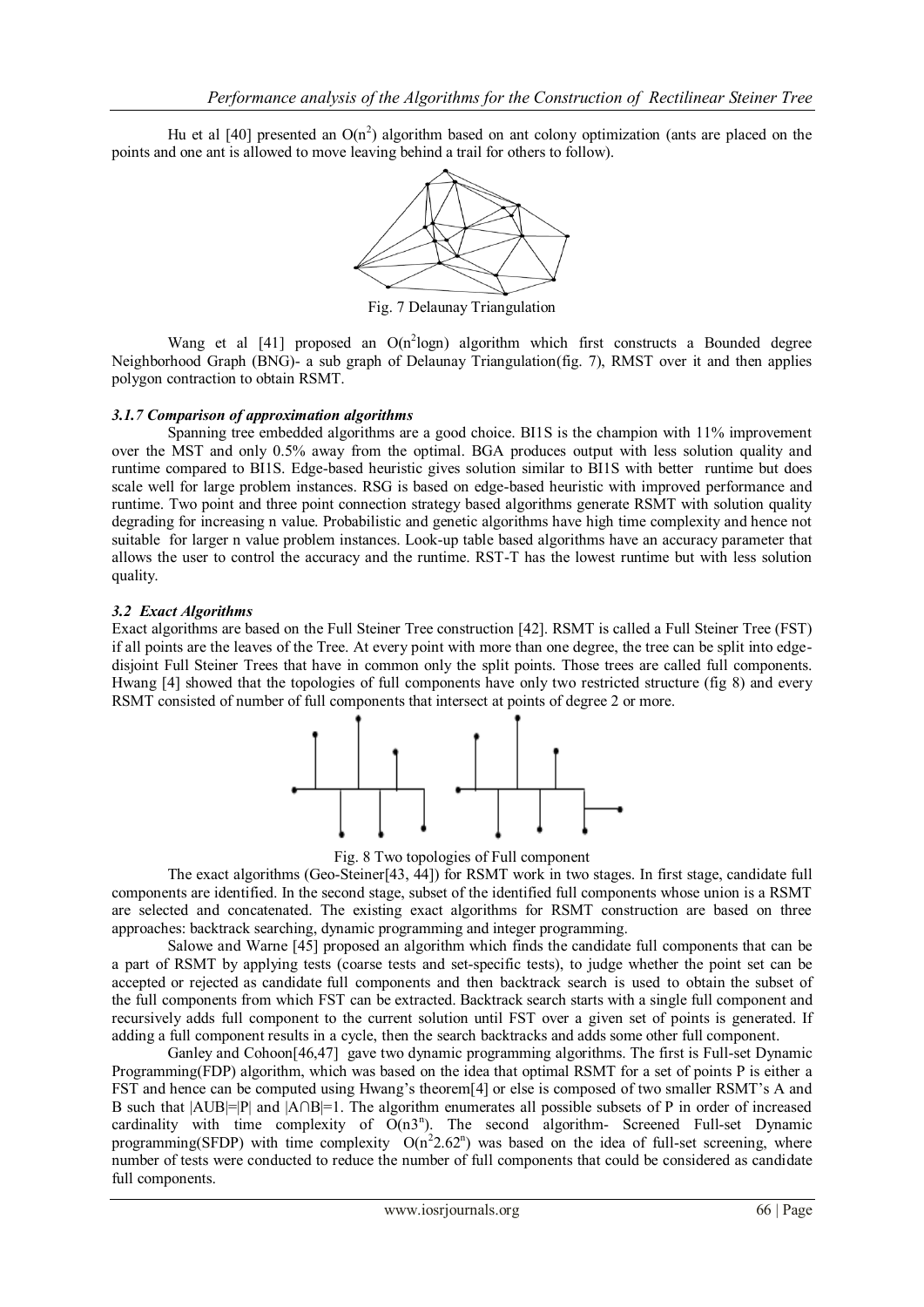Hu et al [40] presented an $O(n^2)$ algorithm based on ant colony optimization (ants are placed on the points and one ant is allowed to move leaving behind a trail for others to follow).

Fig. 7 Delaunay Triangulation

Wang et al [41] proposed an $O(n^2 \log n)$ algorithm which first constructs a Bounded degree Neighborhood Graph (BNG)- a sub graph of Delaunay Triangulation(fig. 7), RMST over it and then applies polygon contraction to obtain RSMT.

#### *3.1.7 Comparison of approximation algorithms*

Spanning tree embedded algorithms are a good choice. BI1S is the champion with 11% improvement over the MST and only 0.5% away from the optimal. BGA produces output with less solution quality and runtime compared to BI1S. Edge-based heuristic gives solution similar to BI1S with better runtime but does scale well for large problem instances. RSG is based on edge-based heuristic with improved performance and runtime. Two point and three point connection strategy based algorithms generate RSMT with solution quality degrading for increasing n value. Probabilistic and genetic algorithms have high time complexity and hence not suitable for larger n value problem instances. Look-up table based algorithms have an accuracy parameter that allows the user to control the accuracy and the runtime. RST-T has the lowest runtime but with less solution quality.

### *3.2 Exact Algorithms*

Exact algorithms are based on the Full Steiner Tree construction [42]. RSMT is called a Full Steiner Tree (FST) if all points are the leaves of the Tree. At every point with more than one degree, the tree can be split into edge-disjoint Full Steiner Trees that have in common only the split points. Those trees are called full components. Hwang [4] showed that the topologies of full components have only two restricted structure (fig 8) and every RSMT consisted of number of full components that intersect at points of degree 2 or more.

Fig. 8 Two topologies of Full component

The exact algorithms (Geo-Steiner[43, 44]) for RSMT work in two stages. In first stage, candidate full components are identified. In the second stage, subset of the identified full components whose union is a RSMT are selected and concatenated. The existing exact algorithms for RSMT construction are based on three approaches: backtrack searching, dynamic programming and integer programming.

Salowe and Warne [45] proposed an algorithm which finds the candidate full components that can be a part of RSMT by applying tests (coarse tests and set-specific tests), to judge whether the point set can be accepted or rejected as candidate full components and then backtrack search is used to obtain the subset of the full components from which FST can be extracted. Backtrack search starts with a single full component and recursively adds full component to the current solution until FST over a given set of points is generated. If adding a full component results in a cycle, then the search backtracks and adds some other full component.

Ganley and Cohoon[46,47] gave two dynamic programming algorithms. The first is Full-set Dynamic Programming(FDP) algorithm, which was based on the idea that optimal RSMT for a set of points P is either a FST and hence can be computed using Hwang's theorem[4] or else is composed of two smaller RSMT's A and B such that $|A \cup B|=|P|$ and $|A \cap B|=1$. The algorithm enumerates all possible subsets of P in order of increased cardinality with time complexity of $O(n3^n)$. The second algorithm- Screened Full-set Dynamic programming(SFDP) with time complexity $O(n^2 2.62^n)$ was based on the idea of full-set screening, where number of tests were conducted to reduce the number of full components that could be considered as candidate full components.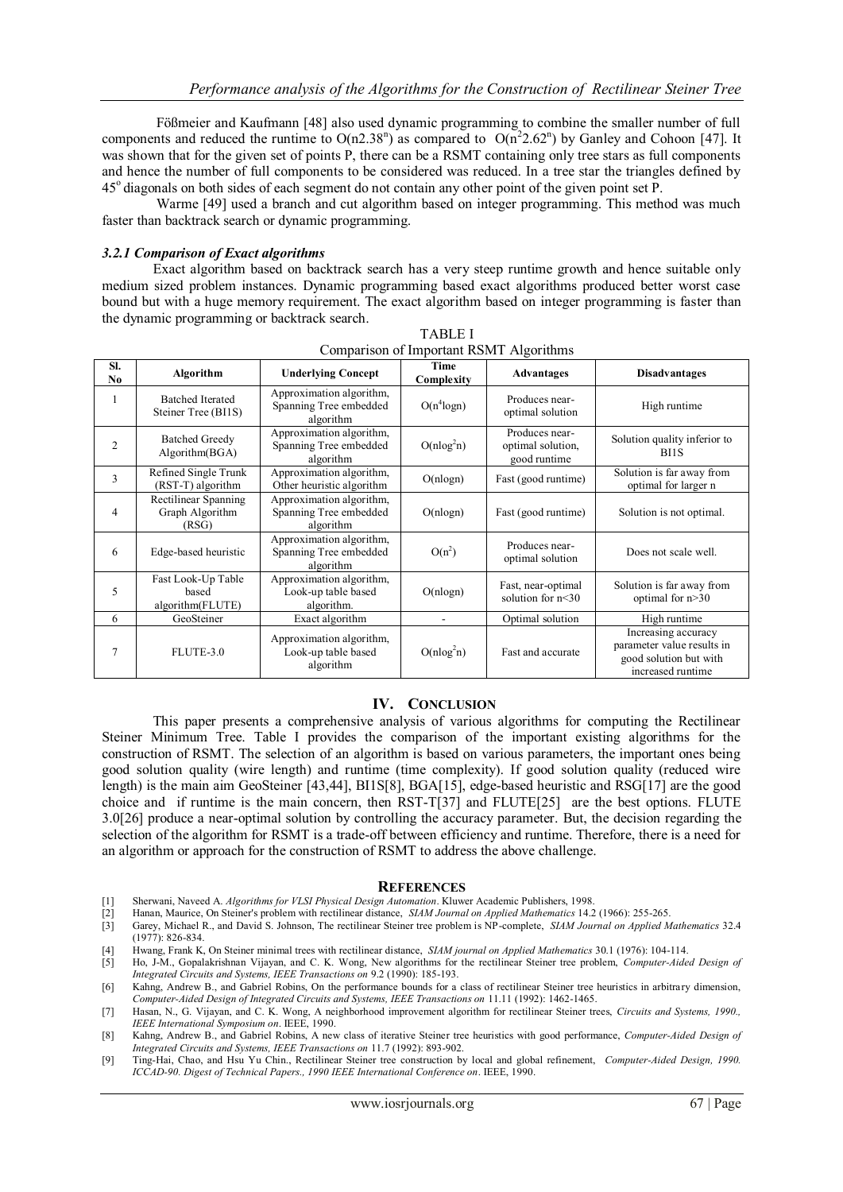Fößmeier and Kaufmann [48] also used dynamic programming to combine the smaller number of full components and reduced the runtime to $O(n2.38^n)$ as compared to $O(n^2 2.62^n)$ by Ganley and Cohoon [47]. It was shown that for the given set of points P, there can be a RSMT containing only tree stars as full components and hence the number of full components to be considered was reduced. In a tree star the triangles defined by 45° diagonals on both sides of each segment do not contain any other point of the given point set P.

Warme [49] used a branch and cut algorithm based on integer programming. This method was much faster than backtrack search or dynamic programming.

### *3.2.1 Comparison of Exact algorithms*

Exact algorithm based on backtrack search has a very steep runtime growth and hence suitable only medium sized problem instances. Dynamic programming based exact algorithms produced better worst case bound but with a huge memory requirement. The exact algorithm based on integer programming is faster than the dynamic programming or backtrack search.

TABLE I
Comparison of Important RSMT Algorithms

| Sl. No | Algorithm | Underlying Concept | Time Complexity | Advantages | Disadvantages |
|---|---|---|---|---|---|
| 1 | Batched Iterated Steiner Tree (BI1S) | Approximation algorithm, Spanning Tree embedded algorithm | $O(n^4 \log n)$ | Produces near-optimal solution | High runtime |
| 2 | Batched Greedy Algorithm(BGA) | Approximation algorithm, Spanning Tree embedded algorithm | $O(n\log^2 n)$ | Produces near-optimal solution, good runtime | Solution quality inferior to BI1S |
| 3 | Refined Single Trunk (RST-T) algorithm | Approximation algorithm, Other heuristic algorithm | O(nlogn) | Fast (good runtime) | Solution is far away from optimal for larger n |
| 4 | Rectilinear Spanning Graph Algorithm (RSG) | Approximation algorithm, Spanning Tree embedded algorithm | O(nlogn) | Fast (good runtime) | Solution is not optimal. |
| 6 | Edge-based heuristic | Approximation algorithm, Spanning Tree embedded algorithm | $O(n^2)$ | Produces near-optimal solution | Does not scale well. |
| 5 | Fast Look-Up Table based algorithm(FLUTE) | Approximation algorithm, Look-up table based algorithm. | O(nlogn) | Fast, near-optimal solution for n<30 | Solution is far away from optimal for n>30 |
| 6 | GeoSteiner | Exact algorithm | - | Optimal solution | High runtime |
| 7 | FLUTE-3.0 | Approximation algorithm, Look-up table based algorithm | $O(n\log^2 n)$ | Fast and accurate | Increasing accuracy parameter value results in good solution but with increased runtime |

## IV. CONCLUSION

This paper presents a comprehensive analysis of various algorithms for computing the Rectilinear Steiner Minimum Tree. Table I provides the comparison of the important existing algorithms for the construction of RSMT. The selection of an algorithm is based on various parameters, the important ones being good solution quality (wire length) and runtime (time complexity). If good solution quality (reduced wire length) is the main aim GeoSteiner [43,44], BI1S[8], BGA[15], edge-based heuristic and RSG[17] are the good choice and if runtime is the main concern, then RST-T[37] and FLUTE[25] are the best options. FLUTE 3.0[26] produce a near-optimal solution by controlling the accuracy parameter. But, the decision regarding the selection of the algorithm for RSMT is a trade-off between efficiency and runtime. Therefore, there is a need for an algorithm or approach for the construction of RSMT to address the above challenge.

## REFERENCES

[1] Sherwani, Naveed A. *Algorithms for VLSI Physical Design Automation*. Kluwer Academic Publishers, 1998.
[2] Hanan, Maurice, On Steiner's problem with rectilinear distance, *SIAM Journal on Applied Mathematics* 14.2 (1966): 255-265.
[3] Garey, Michael R., and David S. Johnson, The rectilinear Steiner tree problem is NP-complete, *SIAM Journal on Applied Mathematics* 32.4 (1977): 826-834.
[4] Hwang, Frank K, On Steiner minimal trees with rectilinear distance, *SIAM journal on Applied Mathematics* 30.1 (1976): 104-114.
[5] Ho, J-M., Gopalakrishnan Vijayan, and C. K. Wong, New algorithms for the rectilinear Steiner tree problem, *Computer-Aided Design of Integrated Circuits and Systems, IEEE Transactions on* 9.2 (1990): 185-193.
[6] Kahng, Andrew B., and Gabriel Robins, On the performance bounds for a class of rectilinear Steiner tree heuristics in arbitrary dimension, *Computer-Aided Design of Integrated Circuits and Systems, IEEE Transactions on* 11.11 (1992): 1462-1465.
[7] Hasan, N., G. Vijayan, and C. K. Wong, A neighborhood improvement algorithm for rectilinear Steiner trees, *Circuits and Systems, 1990., IEEE International Symposium on*. IEEE, 1990.
[8] Kahng, Andrew B., and Gabriel Robins, A new class of iterative Steiner tree heuristics with good performance, *Computer-Aided Design of Integrated Circuits and Systems, IEEE Transactions on* 11.7 (1992): 893-902.
[9] Ting-Hai, Chao, and Hsu Yu Chin., Rectilinear Steiner tree construction by local and global refinement, *Computer-Aided Design, 1990. ICCAD-90. Digest of Technical Papers., 1990 IEEE International Conference on*. IEEE, 1990.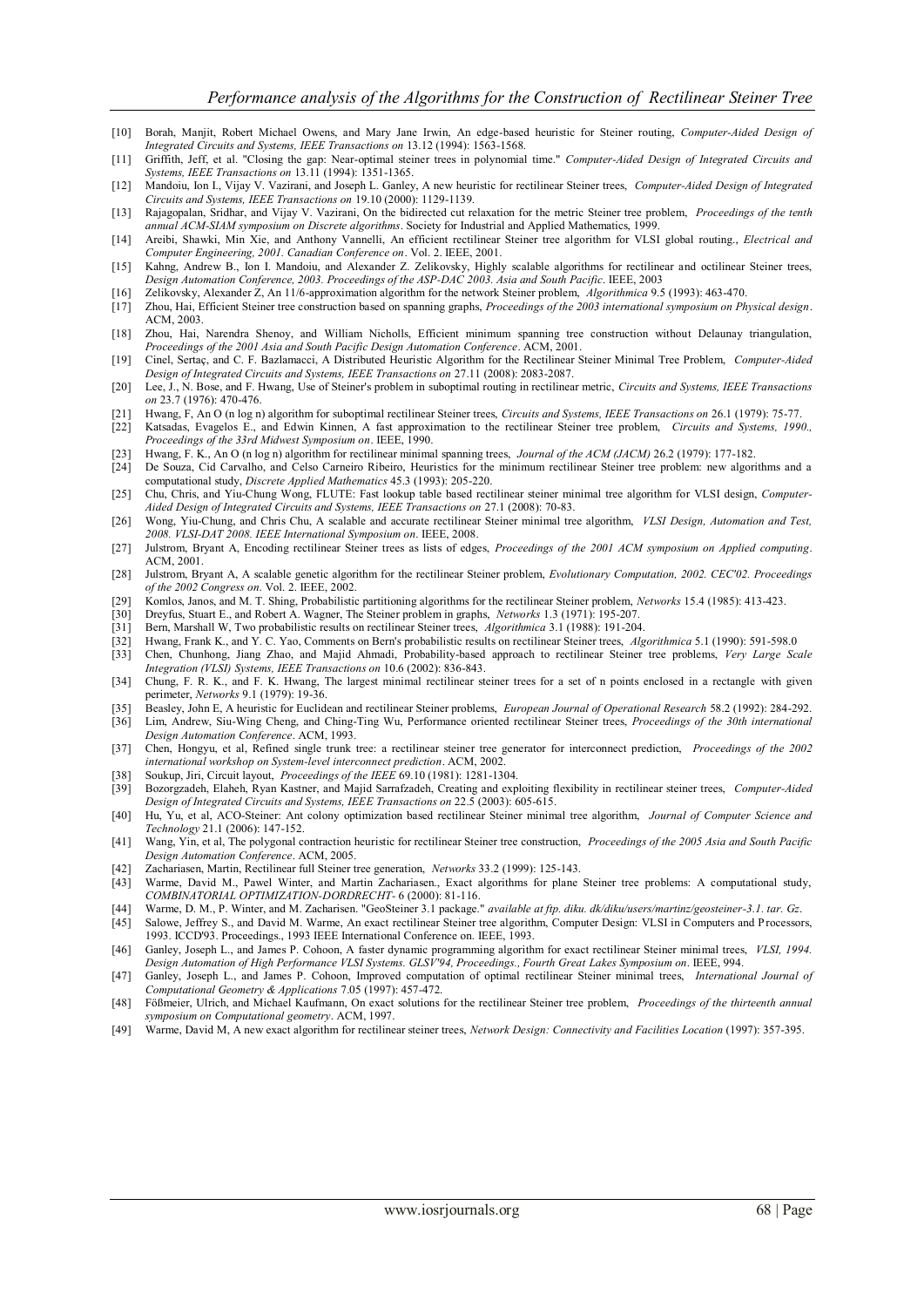[10] Borah, Manjit, Robert Michael Owens, and Mary Jane Irwin, An edge-based heuristic for Steiner routing, *Computer-Aided Design of Integrated Circuits and Systems, IEEE Transactions on* 13.12 (1994): 1563-1568.

[11] Griffith, Jeff, et al. "Closing the gap: Near-optimal steiner trees in polynomial time." *Computer-Aided Design of Integrated Circuits and Systems, IEEE Transactions on* 13.11 (1994): 1351-1365.

[12] Mandoiu, Ion I., Vijay V. Vazirani, and Joseph L. Ganley, A new heuristic for rectilinear Steiner trees, *Computer-Aided Design of Integrated Circuits and Systems, IEEE Transactions on* 19.10 (2000): 1129-1139.

[13] Rajagopalan, Sridhar, and Vijay V. Vazirani, On the bidirected cut relaxation for the metric Steiner tree problem, *Proceedings of the tenth annual ACM-SIAM symposium on Discrete algorithms*. Society for Industrial and Applied Mathematics, 1999.

[14] Areibi, Shawki, Min Xie, and Anthony Vannelli, An efficient rectilinear Steiner tree algorithm for VLSI global routing., *Electrical and Computer Engineering, 2001. Canadian Conference on*. Vol. 2. IEEE, 2001.

[15] Kahng, Andrew B., Ion I. Mandoiu, and Alexander Z. Zelikovsky, Highly scalable algorithms for rectilinear and octilinear Steiner trees, *Design Automation Conference, 2003. Proceedings of the ASP-DAC 2003. Asia and South Pacific*. IEEE, 2003

[16] Zelikovsky, Alexander Z, An 11/6-approximation algorithm for the network Steiner problem, *Algorithmica* 9.5 (1993): 463-470.

[17] Zhou, Hai, Efficient Steiner tree construction based on spanning graphs, *Proceedings of the 2003 international symposium on Physical design*. ACM, 2003.

[18] Zhou, Hai, Narendra Shenoy, and William Nicholls, Efficient minimum spanning tree construction without Delaunay triangulation, *Proceedings of the 2001 Asia and South Pacific Design Automation Conference*. ACM, 2001.

[19] Cinel, Sertaç, and C. F. Bazlamacci, A Distributed Heuristic Algorithm for the Rectilinear Steiner Minimal Tree Problem, *Computer-Aided Design of Integrated Circuits and Systems, IEEE Transactions on* 27.11 (2008): 2083-2087.

[20] Lee, J., N. Bose, and F. Hwang, Use of Steiner's problem in suboptimal routing in rectilinear metric, *Circuits and Systems, IEEE Transactions on* 23.7 (1976): 470-476.

[21] Hwang, F, An O (n log n) algorithm for suboptimal rectilinear Steiner trees, *Circuits and Systems, IEEE Transactions on* 26.1 (1979): 75-77.

[22] Katsadas, Evagelos E., and Edwin Kinnen, A fast approximation to the rectilinear Steiner tree problem, *Circuits and Systems, 1990., Proceedings of the 33rd Midwest Symposium on*. IEEE, 1990.

[23] Hwang, F. K., An O (n log n) algorithm for rectilinear minimal spanning trees, *Journal of the ACM (JACM)* 26.2 (1979): 177-182.

[24] De Souza, Cid Carvalho, and Celso Carneiro Ribeiro, Heuristics for the minimum rectilinear Steiner tree problem: new algorithms and a computational study, *Discrete Applied Mathematics* 45.3 (1993): 205-220.

[25] Chu, Chris, and Yiu-Chung Wong, FLUTE: Fast lookup table based rectilinear steiner minimal tree algorithm for VLSI design, *Computer-Aided Design of Integrated Circuits and Systems, IEEE Transactions on* 27.1 (2008): 70-83.

[26] Wong, Yiu-Chung, and Chris Chu, A scalable and accurate rectilinear Steiner minimal tree algorithm, *VLSI Design, Automation and Test, 2008. VLSI-DAT 2008. IEEE International Symposium on*. IEEE, 2008.

[27] Julstrom, Bryant A, Encoding rectilinear Steiner trees as lists of edges, *Proceedings of the 2001 ACM symposium on Applied computing*. ACM, 2001.

[28] Julstrom, Bryant A, A scalable genetic algorithm for the rectilinear Steiner problem, *Evolutionary Computation, 2002. CEC'02. Proceedings of the 2002 Congress on*. Vol. 2. IEEE, 2002.

[29] Komlos, Janos, and M. T. Shing, Probabilistic partitioning algorithms for the rectilinear Steiner problem, *Networks* 15.4 (1985): 413-423.

[30] Dreyfus, Stuart E., and Robert A. Wagner, The Steiner problem in graphs, *Networks* 1.3 (1971): 195-207.

[31] Bern, Marshall W, Two probabilistic results on rectilinear Steiner trees, *Algorithmica* 3.1 (1988): 191-204.

[32] Hwang, Frank K., and Y. C. Yao, Comments on Bern's probabilistic results on rectilinear Steiner trees, *Algorithmica* 5.1 (1990): 591-598.0

[33] Chen, Chunhong, Jiang Zhao, and Majid Ahmadi, Probability-based approach to rectilinear Steiner tree problems, *Very Large Scale Integration (VLSI) Systems, IEEE Transactions on* 10.6 (2002): 836-843.

[34] Chung, F. R. K., and F. K. Hwang, The largest minimal rectilinear steiner trees for a set of n points enclosed in a rectangle with given perimeter, *Networks* 9.1 (1979): 19-36.

[35] Beasley, John E, A heuristic for Euclidean and rectilinear Steiner problems, *European Journal of Operational Research* 58.2 (1992): 284-292.

[36] Lim, Andrew, Siu-Wing Cheng, and Ching-Ting Wu, Performance oriented rectilinear Steiner trees, *Proceedings of the 30th international Design Automation Conference*. ACM, 1993.

[37] Chen, Hongyu, et al, Refined single trunk tree: a rectilinear steiner tree generator for interconnect prediction, *Proceedings of the 2002 international workshop on System-level interconnect prediction*. ACM, 2002.

[38] Soukup, Jiri, Circuit layout, *Proceedings of the IEEE* 69.10 (1981): 1281-1304.

[39] Bozorgzadeh, Elaheh, Ryan Kastner, and Majid Sarrafzadeh, Creating and exploiting flexibility in rectilinear steiner trees, *Computer-Aided Design of Integrated Circuits and Systems, IEEE Transactions on* 22.5 (2003): 605-615.

[40] Hu, Yu, et al, ACO-Steiner: Ant colony optimization based rectilinear Steiner minimal tree algorithm, *Journal of Computer Science and Technology* 21.1 (2006): 147-152.

[41] Wang, Yin, et al, The polygonal contraction heuristic for rectilinear Steiner tree construction, *Proceedings of the 2005 Asia and South Pacific Design Automation Conference*. ACM, 2005.

[42] Zachariasen, Martin, Rectilinear full Steiner tree generation, *Networks* 33.2 (1999): 125-143.

[43] Warme, David M., Pawel Winter, and Martin Zachariasen., Exact algorithms for plane Steiner tree problems: A computational study, *COMBINATORIAL OPTIMIZATION-DORDRECHT-* 6 (2000): 81-116.

[44] Warme, D. M., P. Winter, and M. Zacharisen. "GeoSteiner 3.1 package." *available at ftp. diku. dk/diku/users/martinz/geosteiner-3.1. tar. Gz*.

[45] Salowe, Jeffrey S., and David M. Warme, An exact rectilinear Steiner tree algorithm, Computer Design: VLSI in Computers and Processors, 1993. ICCD'93. Proceedings., 1993 IEEE International Conference on. IEEE, 1993.

[46] Ganley, Joseph L., and James P. Cohoon, A faster dynamic programming algorithm for exact rectilinear Steiner minimal trees, *VLSI, 1994. Design Automation of High Performance VLSI Systems. GLSV'94, Proceedings., Fourth Great Lakes Symposium on*. IEEE, 994.

[47] Ganley, Joseph L., and James P. Cohoon, Improved computation of optimal rectilinear Steiner minimal trees, *International Journal of Computational Geometry & Applications* 7.05 (1997): 457-472.

[48] Fößmeier, Ulrich, and Michael Kaufmann, On exact solutions for the rectilinear Steiner tree problem, *Proceedings of the thirteenth annual symposium on Computational geometry*. ACM, 1997.

[49] Warme, David M, A new exact algorithm for rectilinear steiner trees, *Network Design: Connectivity and Facilities Location* (1997): 357-395.